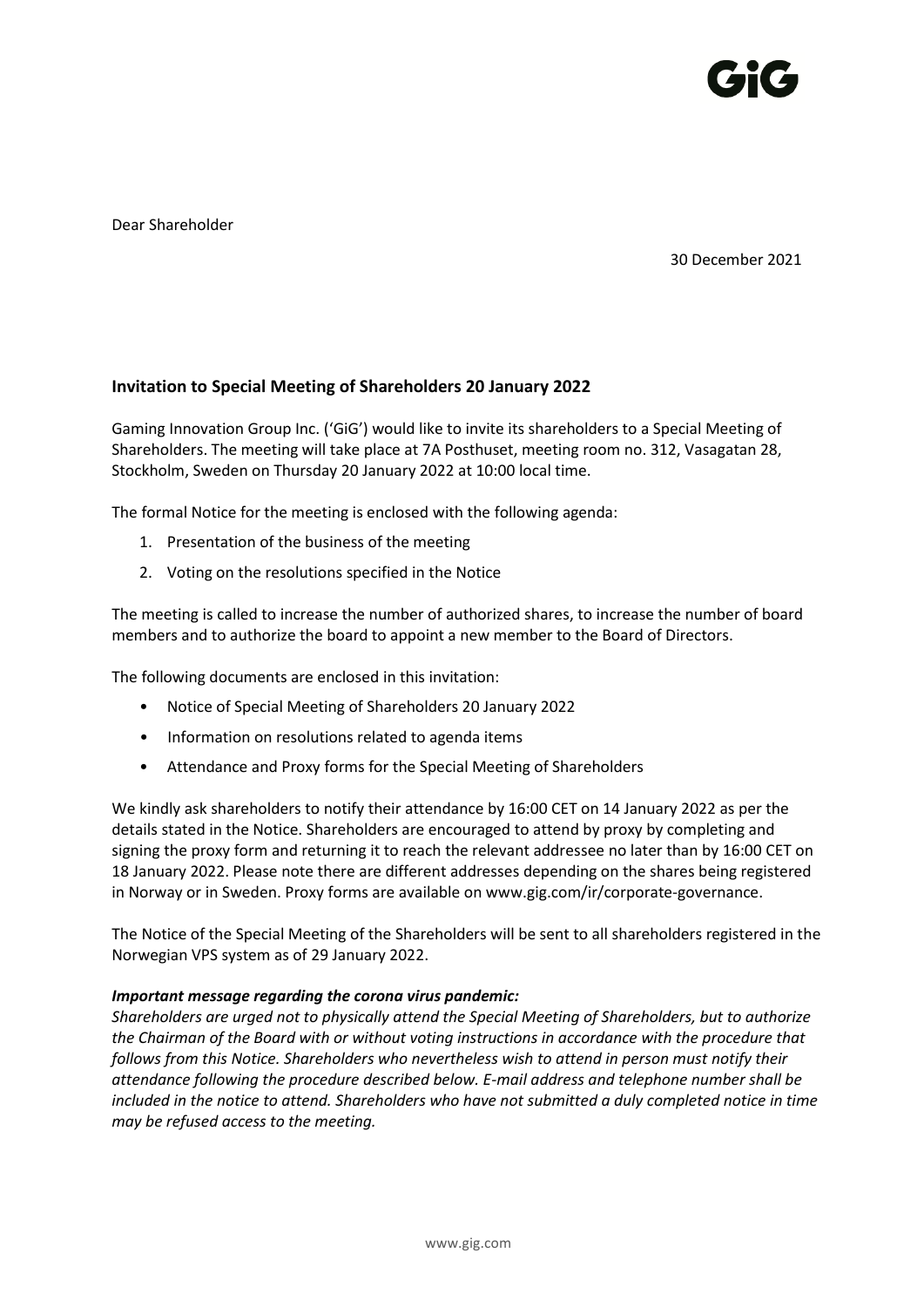Dear Shareholder

30 December 2021

## Invitation to Special Meeting of Shareholders 20 January 2022

Gaming Innovation Group Inc. ('GiG') would like to invite its shareholders to a Special Meeting of Shareholders. The meeting will take place at 7A Posthuset, meeting room no. 312, Vasagatan 28, Stockholm, Sweden on Thursday 20 January 2022 at 10:00 local time.

The formal Notice for the meeting is enclosed with the following agenda:

1. Presentation of the business of the meeting
2. Voting on the resolutions specified in the Notice

The meeting is called to increase the number of authorized shares, to increase the number of board members and to authorize the board to appoint a new member to the Board of Directors.

The following documents are enclosed in this invitation:

- Notice of Special Meeting of Shareholders 20 January 2022
- Information on resolutions related to agenda items
- Attendance and Proxy forms for the Special Meeting of Shareholders

We kindly ask shareholders to notify their attendance by 16:00 CET on 14 January 2022 as per the details stated in the Notice. Shareholders are encouraged to attend by proxy by completing and signing the proxy form and returning it to reach the relevant addressee no later than by 16:00 CET on 18 January 2022. Please note there are different addresses depending on the shares being registered in Norway or in Sweden. Proxy forms are available on www.gig.com/ir/corporate-governance.

The Notice of the Special Meeting of the Shareholders will be sent to all shareholders registered in the Norwegian VPS system as of 29 January 2022.

***Important message regarding the corona virus pandemic:***

*Shareholders are urged not to physically attend the Special Meeting of Shareholders, but to authorize the Chairman of the Board with or without voting instructions in accordance with the procedure that follows from this Notice. Shareholders who nevertheless wish to attend in person must notify their attendance following the procedure described below. E-mail address and telephone number shall be included in the notice to attend. Shareholders who have not submitted a duly completed notice in time may be refused access to the meeting.*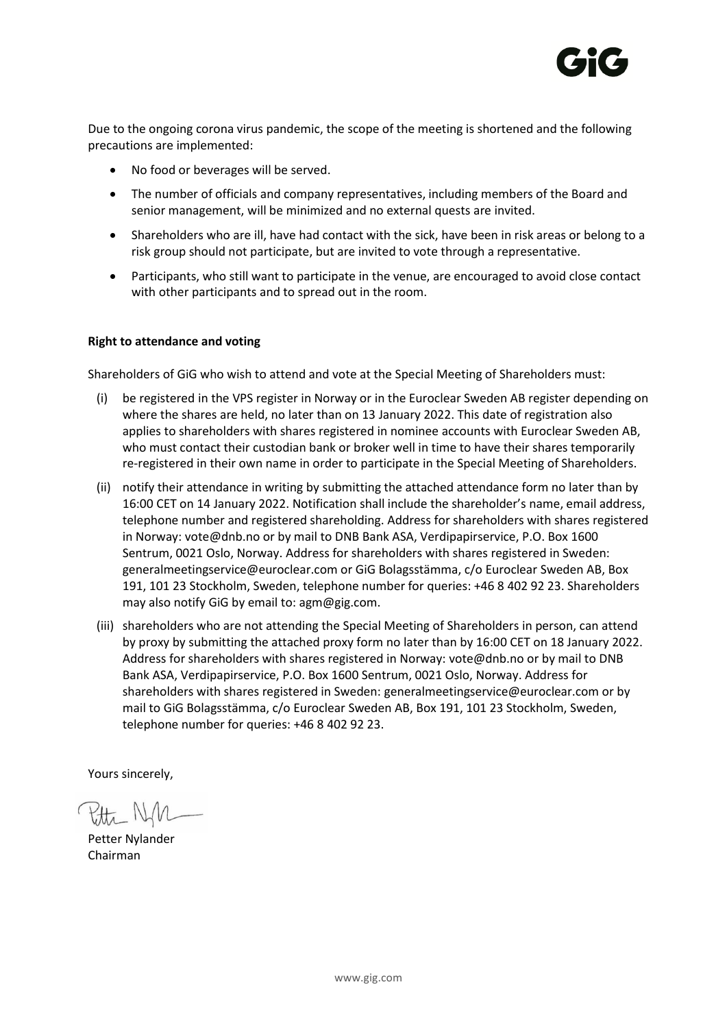Due to the ongoing corona virus pandemic, the scope of the meeting is shortened and the following precautions are implemented:

- No food or beverages will be served.
- The number of officials and company representatives, including members of the Board and senior management, will be minimized and no external quests are invited.
- Shareholders who are ill, have had contact with the sick, have been in risk areas or belong to a risk group should not participate, but are invited to vote through a representative.
- Participants, who still want to participate in the venue, are encouraged to avoid close contact with other participants and to spread out in the room.

**Right to attendance and voting**

Shareholders of GiG who wish to attend and vote at the Special Meeting of Shareholders must:

(i) be registered in the VPS register in Norway or in the Euroclear Sweden AB register depending on where the shares are held, no later than on 13 January 2022. This date of registration also applies to shareholders with shares registered in nominee accounts with Euroclear Sweden AB, who must contact their custodian bank or broker well in time to have their shares temporarily re-registered in their own name in order to participate in the Special Meeting of Shareholders.

(ii) notify their attendance in writing by submitting the attached attendance form no later than by 16:00 CET on 14 January 2022. Notification shall include the shareholder's name, email address, telephone number and registered shareholding. Address for shareholders with shares registered in Norway: vote@dnb.no or by mail to DNB Bank ASA, Verdipapirservice, P.O. Box 1600 Sentrum, 0021 Oslo, Norway. Address for shareholders with shares registered in Sweden: generalmeetingservice@euroclear.com or GiG Bolagsstämma, c/o Euroclear Sweden AB, Box 191, 101 23 Stockholm, Sweden, telephone number for queries: +46 8 402 92 23. Shareholders may also notify GiG by email to: agm@gig.com.

(iii) shareholders who are not attending the Special Meeting of Shareholders in person, can attend by proxy by submitting the attached proxy form no later than by 16:00 CET on 18 January 2022. Address for shareholders with shares registered in Norway: vote@dnb.no or by mail to DNB Bank ASA, Verdipapirservice, P.O. Box 1600 Sentrum, 0021 Oslo, Norway. Address for shareholders with shares registered in Sweden: generalmeetingservice@euroclear.com or by mail to GiG Bolagsstämma, c/o Euroclear Sweden AB, Box 191, 101 23 Stockholm, Sweden, telephone number for queries: +46 8 402 92 23.

Yours sincerely,

Petter Nylander
Chairman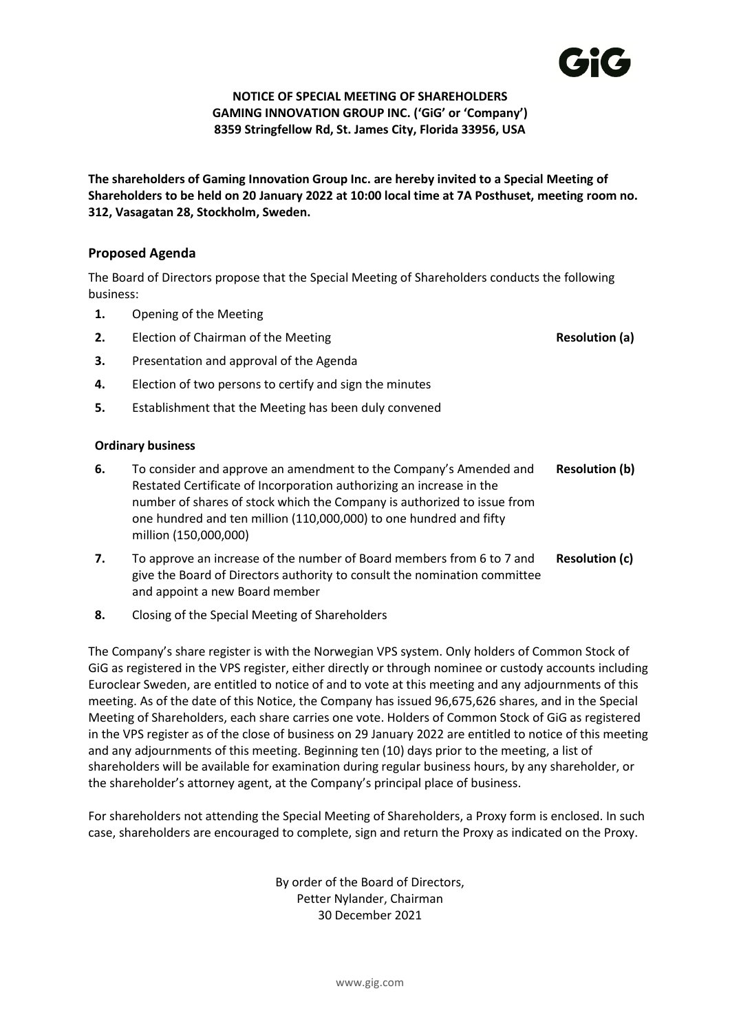**NOTICE OF SPECIAL MEETING OF SHAREHOLDERS**
**GAMING INNOVATION GROUP INC. ('GiG' or 'Company')**
**8359 Stringfellow Rd, St. James City, Florida 33956, USA**

**The shareholders of Gaming Innovation Group Inc. are hereby invited to a Special Meeting of Shareholders to be held on 20 January 2022 at 10:00 local time at 7A Posthuset, meeting room no. 312, Vasagatan 28, Stockholm, Sweden.**

## Proposed Agenda

The Board of Directors propose that the Special Meeting of Shareholders conducts the following business:

| | | |
|---|---|---|
| **1.** | Opening of the Meeting | |
| **2.** | Election of Chairman of the Meeting | **Resolution (a)** |
| **3.** | Presentation and approval of the Agenda | |
| **4.** | Election of two persons to certify and sign the minutes | |
| **5.** | Establishment that the Meeting has been duly convened | |

### Ordinary business

| | | |
|---|---|---|
| **6.** | To consider and approve an amendment to the Company's Amended and Restated Certificate of Incorporation authorizing an increase in the number of shares of stock which the Company is authorized to issue from one hundred and ten million (110,000,000) to one hundred and fifty million (150,000,000) | **Resolution (b)** |
| **7.** | To approve an increase of the number of Board members from 6 to 7 and give the Board of Directors authority to consult the nomination committee and appoint a new Board member | **Resolution (c)** |
| **8.** | Closing of the Special Meeting of Shareholders | |

The Company's share register is with the Norwegian VPS system. Only holders of Common Stock of GiG as registered in the VPS register, either directly or through nominee or custody accounts including Euroclear Sweden, are entitled to notice of and to vote at this meeting and any adjournments of this meeting. As of the date of this Notice, the Company has issued 96,675,626 shares, and in the Special Meeting of Shareholders, each share carries one vote. Holders of Common Stock of GiG as registered in the VPS register as of the close of business on 29 January 2022 are entitled to notice of this meeting and any adjournments of this meeting. Beginning ten (10) days prior to the meeting, a list of shareholders will be available for examination during regular business hours, by any shareholder, or the shareholder's attorney agent, at the Company's principal place of business.

For shareholders not attending the Special Meeting of Shareholders, a Proxy form is enclosed. In such case, shareholders are encouraged to complete, sign and return the Proxy as indicated on the Proxy.

By order of the Board of Directors,
Petter Nylander, Chairman
30 December 2021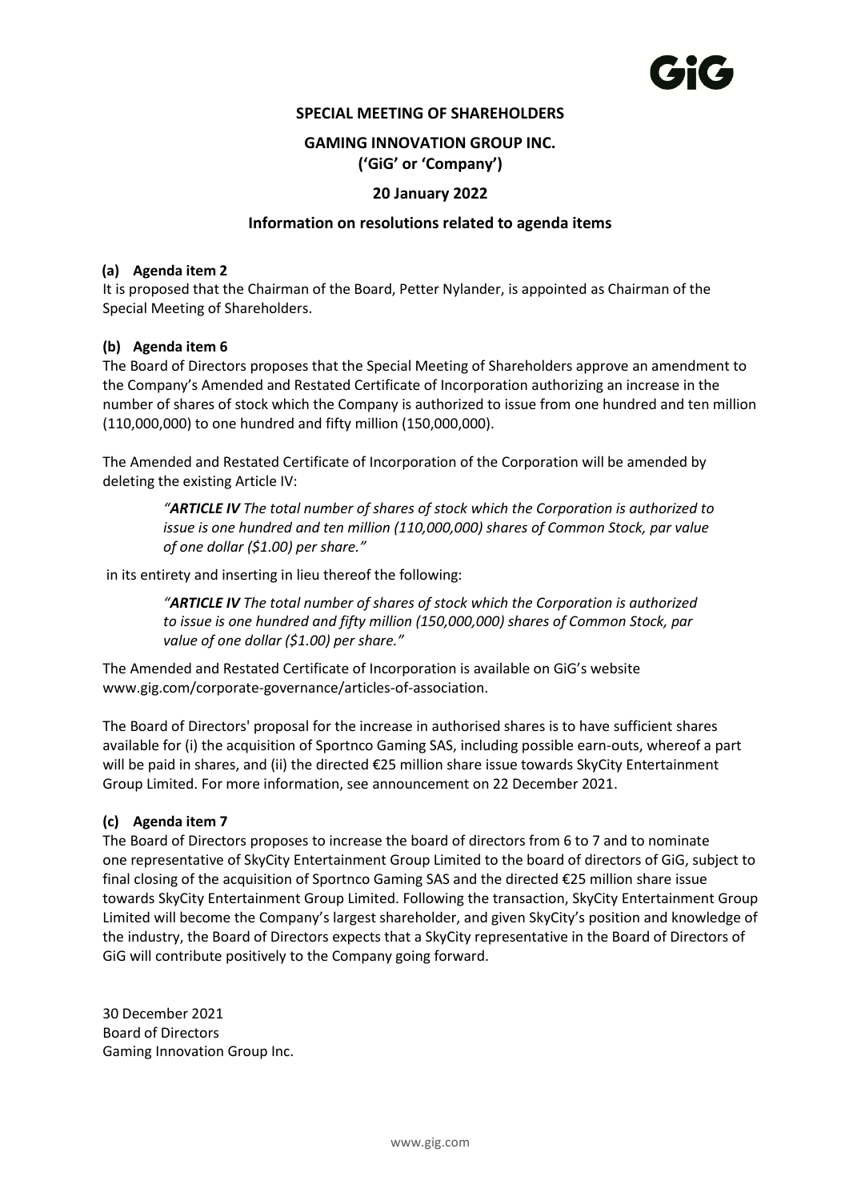**SPECIAL MEETING OF SHAREHOLDERS**

**GAMING INNOVATION GROUP INC.**
**('GiG' or 'Company')**

**20 January 2022**

**Information on resolutions related to agenda items**

**(a) Agenda item 2**

It is proposed that the Chairman of the Board, Petter Nylander, is appointed as Chairman of the Special Meeting of Shareholders.

**(b) Agenda item 6**

The Board of Directors proposes that the Special Meeting of Shareholders approve an amendment to the Company's Amended and Restated Certificate of Incorporation authorizing an increase in the number of shares of stock which the Company is authorized to issue from one hundred and ten million (110,000,000) to one hundred and fifty million (150,000,000).

The Amended and Restated Certificate of Incorporation of the Corporation will be amended by deleting the existing Article IV:

> *"**ARTICLE IV** The total number of shares of stock which the Corporation is authorized to issue is one hundred and ten million (110,000,000) shares of Common Stock, par value of one dollar ($1.00) per share."*

in its entirety and inserting in lieu thereof the following:

> *"**ARTICLE IV** The total number of shares of stock which the Corporation is authorized to issue is one hundred and fifty million (150,000,000) shares of Common Stock, par value of one dollar ($1.00) per share."*

The Amended and Restated Certificate of Incorporation is available on GiG's website www.gig.com/corporate-governance/articles-of-association.

The Board of Directors' proposal for the increase in authorised shares is to have sufficient shares available for (i) the acquisition of Sportnco Gaming SAS, including possible earn-outs, whereof a part will be paid in shares, and (ii) the directed €25 million share issue towards SkyCity Entertainment Group Limited. For more information, see announcement on 22 December 2021.

**(c) Agenda item 7**

The Board of Directors proposes to increase the board of directors from 6 to 7 and to nominate one representative of SkyCity Entertainment Group Limited to the board of directors of GiG, subject to final closing of the acquisition of Sportnco Gaming SAS and the directed €25 million share issue towards SkyCity Entertainment Group Limited. Following the transaction, SkyCity Entertainment Group Limited will become the Company's largest shareholder, and given SkyCity's position and knowledge of the industry, the Board of Directors expects that a SkyCity representative in the Board of Directors of GiG will contribute positively to the Company going forward.

30 December 2021
Board of Directors
Gaming Innovation Group Inc.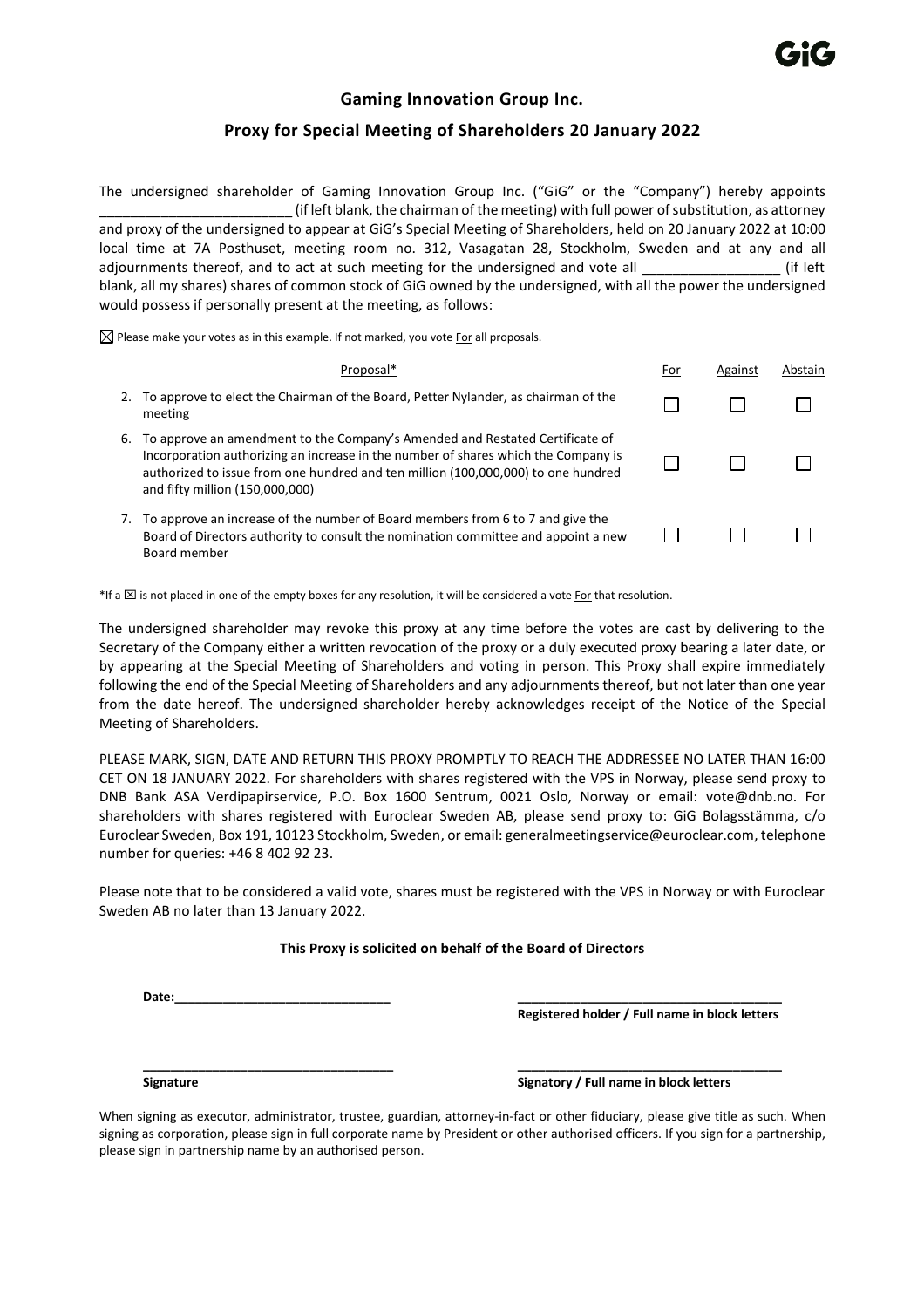## Gaming Innovation Group Inc.

## Proxy for Special Meeting of Shareholders 20 January 2022

The undersigned shareholder of Gaming Innovation Group Inc. ("GiG" or the "Company") hereby appoints _________________________ (if left blank, the chairman of the meeting) with full power of substitution, as attorney and proxy of the undersigned to appear at GiG's Special Meeting of Shareholders, held on 20 January 2022 at 10:00 local time at 7A Posthuset, meeting room no. 312, Vasagatan 28, Stockholm, Sweden and at any and all adjournments thereof, and to act at such meeting for the undersigned and vote all __________________ (if left blank, all my shares) shares of common stock of GiG owned by the undersigned, with all the power the undersigned would possess if personally present at the meeting, as follows:

☒ Please make your votes as in this example. If not marked, you vote For all proposals.

| Proposal* | For | Against | Abstain |
|---|---|---|---|
| 2. To approve to elect the Chairman of the Board, Petter Nylander, as chairman of the meeting | ☐ | ☐ | ☐ |
| 6. To approve an amendment to the Company's Amended and Restated Certificate of Incorporation authorizing an increase in the number of shares which the Company is authorized to issue from one hundred and ten million (100,000,000) to one hundred and fifty million (150,000,000) | ☐ | ☐ | ☐ |
| 7. To approve an increase of the number of Board members from 6 to 7 and give the Board of Directors authority to consult the nomination committee and appoint a new Board member | ☐ | ☐ | ☐ |

*If a ☒ is not placed in one of the empty boxes for any resolution, it will be considered a vote For that resolution.

The undersigned shareholder may revoke this proxy at any time before the votes are cast by delivering to the Secretary of the Company either a written revocation of the proxy or a duly executed proxy bearing a later date, or by appearing at the Special Meeting of Shareholders and voting in person. This Proxy shall expire immediately following the end of the Special Meeting of Shareholders and any adjournments thereof, but not later than one year from the date hereof. The undersigned shareholder hereby acknowledges receipt of the Notice of the Special Meeting of Shareholders.

PLEASE MARK, SIGN, DATE AND RETURN THIS PROXY PROMPTLY TO REACH THE ADDRESSEE NO LATER THAN 16:00 CET ON 18 JANUARY 2022. For shareholders with shares registered with the VPS in Norway, please send proxy to DNB Bank ASA Verdipapirservice, P.O. Box 1600 Sentrum, 0021 Oslo, Norway or email: vote@dnb.no. For shareholders with shares registered with Euroclear Sweden AB, please send proxy to: GiG Bolagsstämma, c/o Euroclear Sweden, Box 191, 10123 Stockholm, Sweden, or email: generalmeetingservice@euroclear.com, telephone number for queries: +46 8 402 92 23.

Please note that to be considered a valid vote, shares must be registered with the VPS in Norway or with Euroclear Sweden AB no later than 13 January 2022.

**This Proxy is solicited on behalf of the Board of Directors**

**Date:**______________________________

______________________________________
**Registered holder / Full name in block letters**

______________________________________
**Signature**

______________________________________
**Signatory / Full name in block letters**

When signing as executor, administrator, trustee, guardian, attorney-in-fact or other fiduciary, please give title as such. When signing as corporation, please sign in full corporate name by President or other authorised officers. If you sign for a partnership, please sign in partnership name by an authorised person.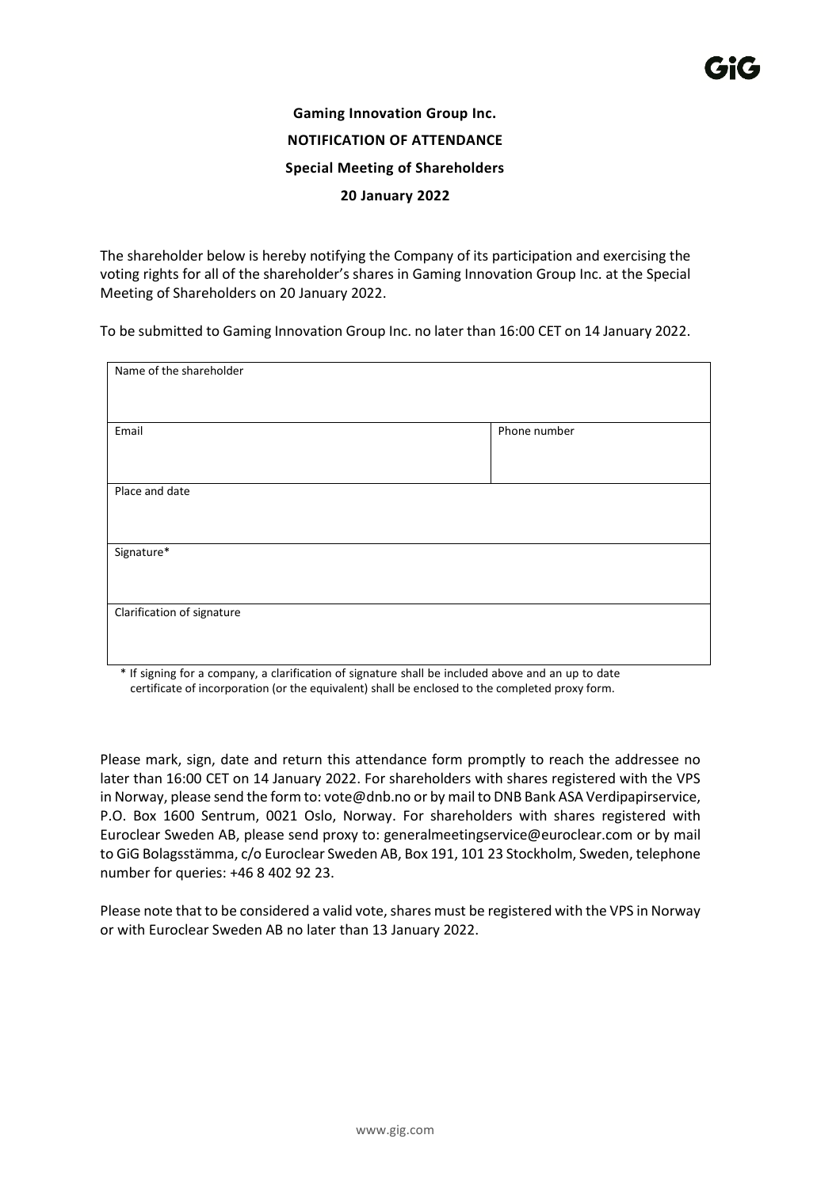**Gaming Innovation Group Inc.**

**NOTIFICATION OF ATTENDANCE**

**Special Meeting of Shareholders**

**20 January 2022**

The shareholder below is hereby notifying the Company of its participation and exercising the voting rights for all of the shareholder's shares in Gaming Innovation Group Inc. at the Special Meeting of Shareholders on 20 January 2022.

To be submitted to Gaming Innovation Group Inc. no later than 16:00 CET on 14 January 2022.

| | |
|---|---|
| Name of the shareholder | |
| Email | Phone number |
| Place and date | |
| Signature* | |
| Clarification of signature | |

\* If signing for a company, a clarification of signature shall be included above and an up to date certificate of incorporation (or the equivalent) shall be enclosed to the completed proxy form.

Please mark, sign, date and return this attendance form promptly to reach the addressee no later than 16:00 CET on 14 January 2022. For shareholders with shares registered with the VPS in Norway, please send the form to: vote@dnb.no or by mail to DNB Bank ASA Verdipapirservice, P.O. Box 1600 Sentrum, 0021 Oslo, Norway. For shareholders with shares registered with Euroclear Sweden AB, please send proxy to: generalmeetingservice@euroclear.com or by mail to GiG Bolagsstämma, c/o Euroclear Sweden AB, Box 191, 101 23 Stockholm, Sweden, telephone number for queries: +46 8 402 92 23.

Please note that to be considered a valid vote, shares must be registered with the VPS in Norway or with Euroclear Sweden AB no later than 13 January 2022.